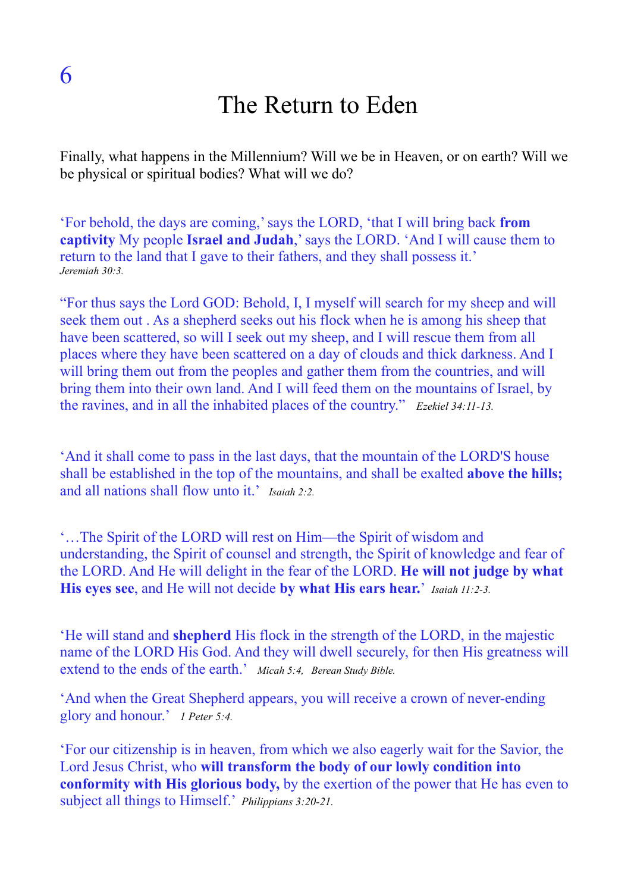# 6

## The Return to Eden

Finally, what happens in the Millennium? Will we be in Heaven, or on earth? Will we be physical or spiritual bodies? What will we do?

'For behold, the days are coming,' says the LORD, 'that I will bring back **from captivity** My people **Israel and Judah**,' says the LORD. 'And I will cause them to return to the land that I gave to their fathers, and they shall possess it.' *Jeremiah 30:3.*

"For thus says the Lord GOD: Behold, I, I myself will search for my sheep and will seek them out . As a shepherd seeks out his flock when he is among his sheep that have been scattered, so will I seek out my sheep, and I will rescue them from all places where they have been scattered on a day of clouds and thick darkness. And I will bring them out from the peoples and gather them from the countries, and will bring them into their own land. And I will feed them on the mountains of Israel, by the ravines, and in all the inhabited places of the country." *Ezekiel 34:11-13.*

'And it shall come to pass in the last days, that the mountain of the LORD'S house shall be established in the top of the mountains, and shall be exalted **above the hills;** and all nations shall flow unto it.' *Isaiah 2:2.*

'…The Spirit of the LORD will rest on Him—the Spirit of wisdom and understanding, the Spirit of counsel and strength, the Spirit of knowledge and fear of the LORD. And He will delight in the fear of the LORD. **He will not judge by what His eyes see**, and He will not decide **by what His ears hear.**' *Isaiah 11:2-3.*

'He will stand and **shepherd** His flock in the strength of the LORD, in the majestic name of the LORD His God. And they will dwell securely, for then His greatness will extend to the ends of the earth.' *Micah 5:4, Berean Study Bible.*

'And when the Great Shepherd appears, you will receive a crown of never-ending glory and honour.' *1 Peter 5:4.*

'For our citizenship is in heaven, from which we also eagerly wait for the Savior, the Lord Jesus Christ, who **will transform the body of our lowly condition into conformity with His glorious body,** by the exertion of the power that He has even to subject all things to Himself.' *Philippians 3:20-21.*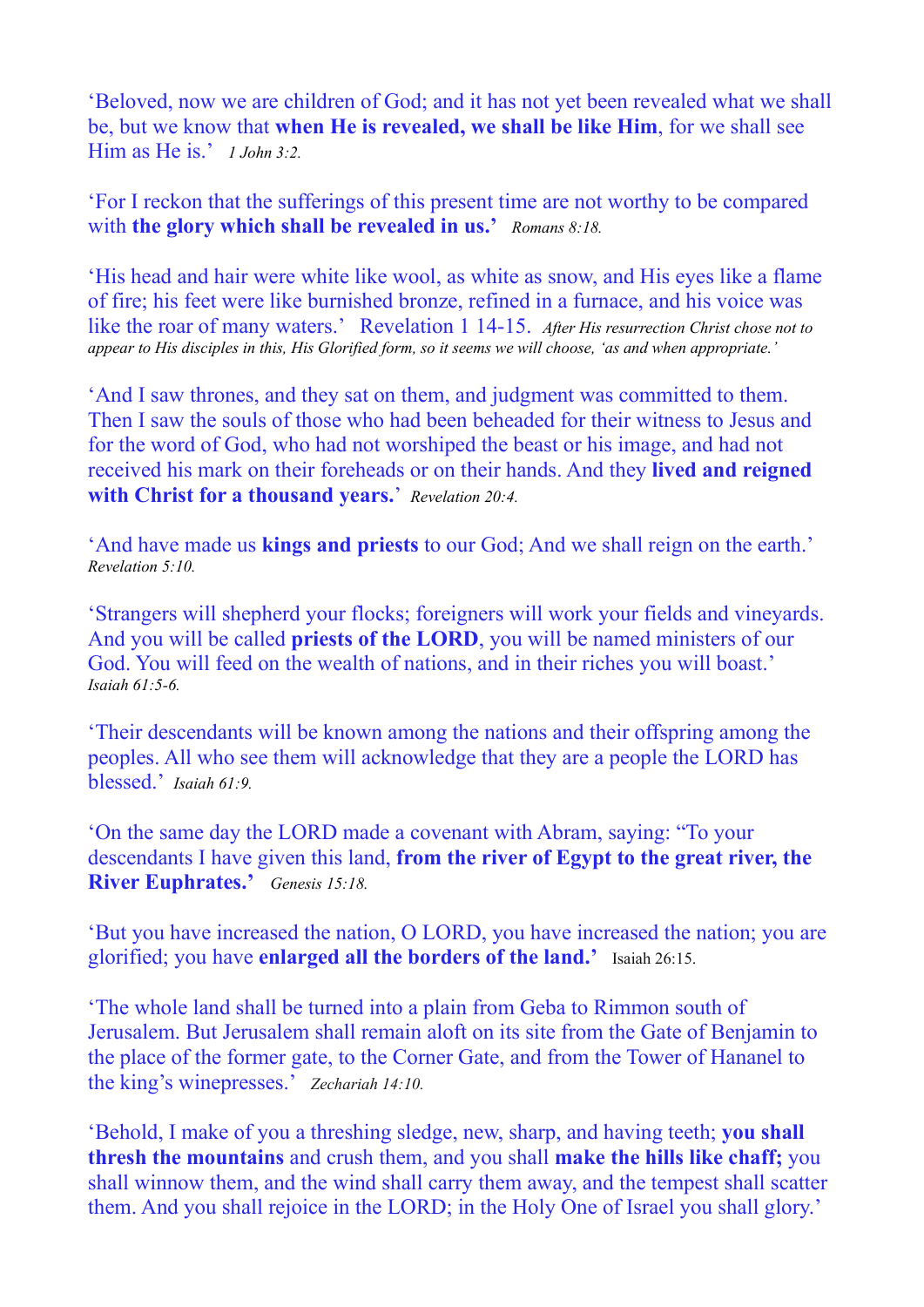'Beloved, now we are children of God; and it has not yet been revealed what we shall be, but we know that **when He is revealed, we shall be like Him**, for we shall see Him as He is.' *1 John 3:2.*

'For I reckon that the sufferings of this present time are not worthy to be compared with **the glory which shall be revealed in us.'** *Romans 8:18.*

'His head and hair were white like wool, as white as snow, and His eyes like a flame of fire; his feet were like burnished bronze, refined in a furnace, and his voice was like the roar of many waters.' Revelation 1 14-15. *After His resurrection Christ chose not to appear to His disciples in this, His Glorified form, so it seems we will choose, 'as and when appropriate.'*

'And I saw thrones, and they sat on them, and judgment was committed to them. Then I saw the souls of those who had been beheaded for their witness to Jesus and for the word of God, who had not worshiped the beast or his image, and had not received his mark on their foreheads or on their hands. And they **lived and reigned with Christ for a thousand years.**' *Revelation 20:4.*

'And have made us **kings and priests** to our God; And we shall reign on the earth.' *Revelation 5:10.*

'Strangers will shepherd your flocks; foreigners will work your fields and vineyards. And you will be called **priests of the LORD**, you will be named ministers of our God. You will feed on the wealth of nations, and in their riches you will boast.' *Isaiah 61:5-6.*

'Their descendants will be known among the nations and their offspring among the peoples. All who see them will acknowledge that they are a people the LORD has blessed.' *Isaiah 61:9.*

'On the same day the LORD made a covenant with Abram, saying: "To your descendants I have given this land, **from the river of Egypt to the great river, the River Euphrates.'** *Genesis 15:18.*

'But you have increased the nation, O LORD, you have increased the nation; you are glorified; you have **enlarged all the borders of the land.'** Isaiah 26:15.

'The whole land shall be turned into a plain from Geba to Rimmon south of Jerusalem. But Jerusalem shall remain aloft on its site from the Gate of Benjamin to the place of the former gate, to the Corner Gate, and from the Tower of Hananel to the king's winepresses.' *Zechariah 14:10.*

'Behold, I make of you a threshing sledge, new, sharp, and having teeth; **you shall thresh the mountains** and crush them, and you shall **make the hills like chaff;** you shall winnow them, and the wind shall carry them away, and the tempest shall scatter them. And you shall rejoice in the LORD; in the Holy One of Israel you shall glory.'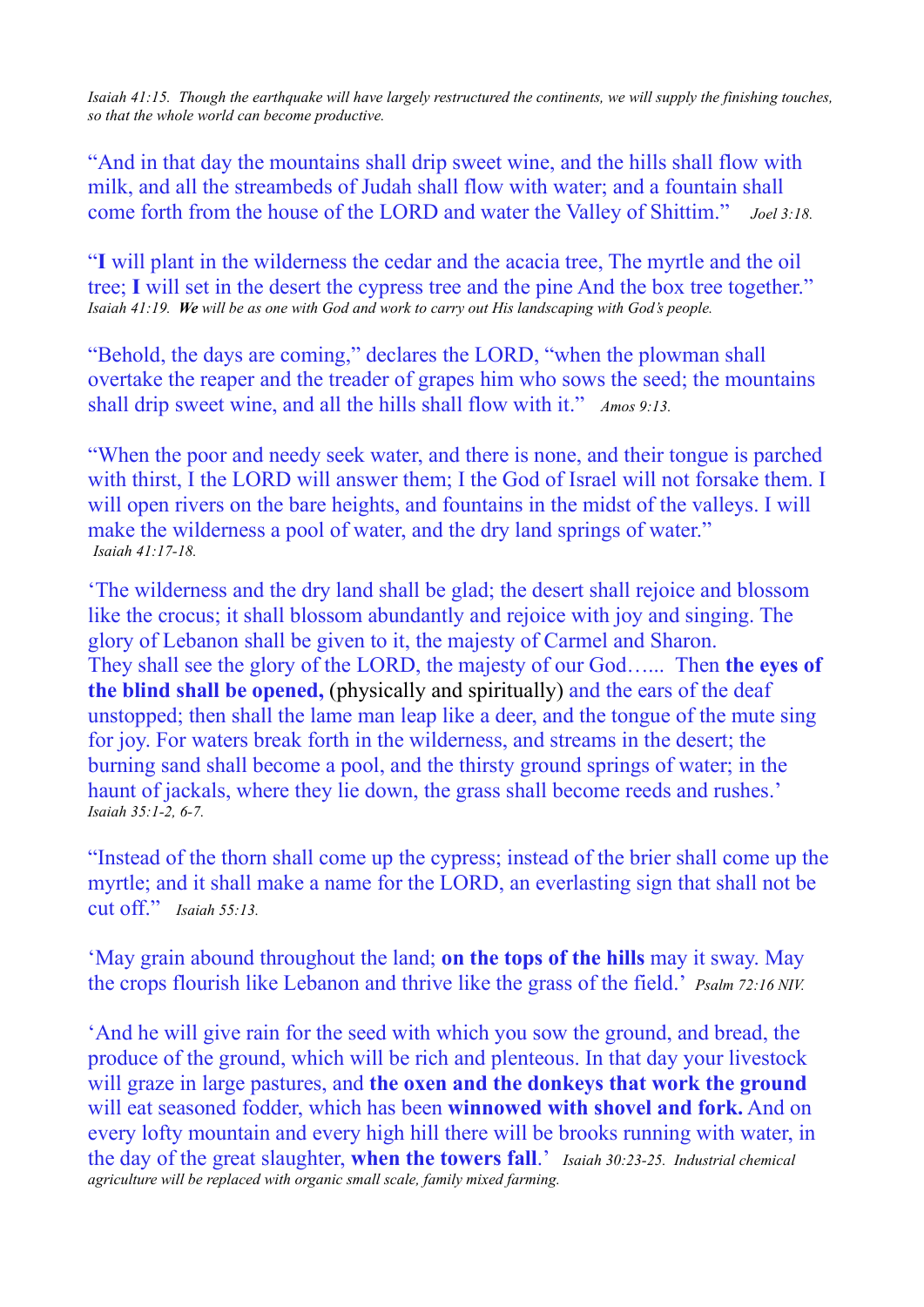*Isaiah 41:15. Though the earthquake will have largely restructured the continents, we will supply the finishing touches, so that the whole world can become productive.*

"And in that day the mountains shall drip sweet wine, and the hills shall flow with milk, and all the streambeds of Judah shall flow with water; and a fountain shall come forth from the house of the LORD and water the Valley of Shittim." *Joel 3:18.*

"**I** will plant in the wilderness the cedar and the acacia tree, The myrtle and the oil tree; **I** will set in the desert the cypress tree and the pine And the box tree together." *Isaiah 41:19.* ***We*** *will be as one with God and work to carry out His landscaping with God's people.*

"Behold, the days are coming," declares the LORD, "when the plowman shall overtake the reaper and the treader of grapes him who sows the seed; the mountains shall drip sweet wine, and all the hills shall flow with it." *Amos 9:13.*

"When the poor and needy seek water, and there is none, and their tongue is parched with thirst, I the LORD will answer them; I the God of Israel will not forsake them. I will open rivers on the bare heights, and fountains in the midst of the valleys. I will make the wilderness a pool of water, and the dry land springs of water." *Isaiah 41:17-18.*

'The wilderness and the dry land shall be glad; the desert shall rejoice and blossom like the crocus; it shall blossom abundantly and rejoice with joy and singing. The glory of Lebanon shall be given to it, the majesty of Carmel and Sharon. They shall see the glory of the LORD, the majesty of our God…... Then **the eyes of the blind shall be opened,** (physically and spiritually) and the ears of the deaf unstopped; then shall the lame man leap like a deer, and the tongue of the mute sing for joy. For waters break forth in the wilderness, and streams in the desert; the burning sand shall become a pool, and the thirsty ground springs of water; in the haunt of jackals, where they lie down, the grass shall become reeds and rushes.' *Isaiah 35:1-2, 6-7.*

"Instead of the thorn shall come up the cypress; instead of the brier shall come up the myrtle; and it shall make a name for the LORD, an everlasting sign that shall not be cut off." *Isaiah 55:13.*

'May grain abound throughout the land; **on the tops of the hills** may it sway. May the crops flourish like Lebanon and thrive like the grass of the field.' *Psalm 72:16 NIV.*

'And he will give rain for the seed with which you sow the ground, and bread, the produce of the ground, which will be rich and plenteous. In that day your livestock will graze in large pastures, and **the oxen and the donkeys that work the ground** will eat seasoned fodder, which has been **winnowed with shovel and fork.** And on every lofty mountain and every high hill there will be brooks running with water, in the day of the great slaughter, **when the towers fall**.' *Isaiah 30:23-25. Industrial chemical agriculture will be replaced with organic small scale, family mixed farming.*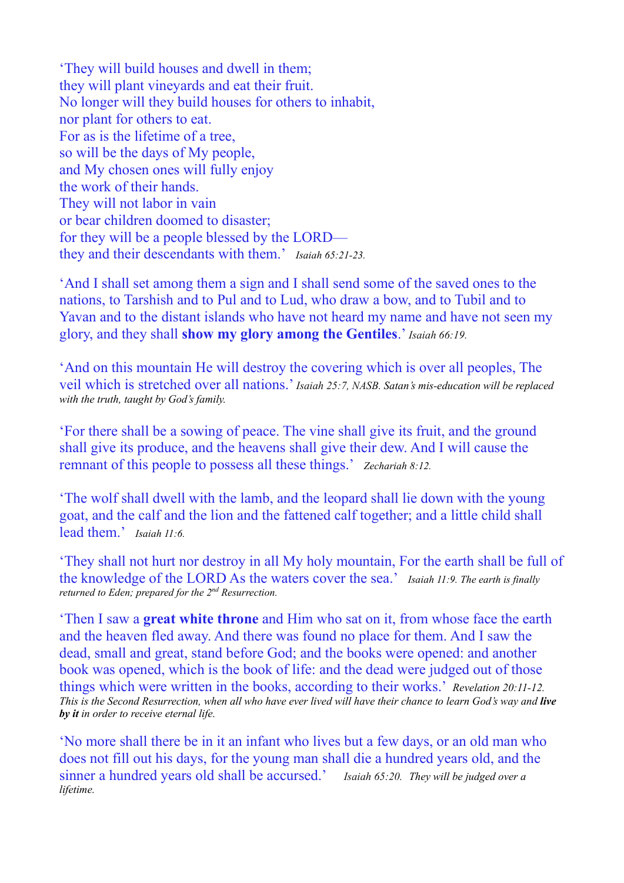'They will build houses and dwell in them;  
they will plant vineyards and eat their fruit.  
No longer will they build houses for others to inhabit,  
nor plant for others to eat.  
For as is the lifetime of a tree,  
so will be the days of My people,  
and My chosen ones will fully enjoy  
the work of their hands.  
They will not labor in vain  
or bear children doomed to disaster;  
for they will be a people blessed by the LORD—  
they and their descendants with them.' *Isaiah 65:21-23.*

'And I shall set among them a sign and I shall send some of the saved ones to the nations, to Tarshish and to Pul and to Lud, who draw a bow, and to Tubil and to Yavan and to the distant islands who have not heard my name and have not seen my glory, and they shall **show my glory among the Gentiles**.' *Isaiah 66:19.*

'And on this mountain He will destroy the covering which is over all peoples, The veil which is stretched over all nations.' *Isaiah 25:7, NASB. Satan's mis-education will be replaced with the truth, taught by God's family.*

'For there shall be a sowing of peace. The vine shall give its fruit, and the ground shall give its produce, and the heavens shall give their dew. And I will cause the remnant of this people to possess all these things.' *Zechariah 8:12.*

'The wolf shall dwell with the lamb, and the leopard shall lie down with the young goat, and the calf and the lion and the fattened calf together; and a little child shall lead them.' *Isaiah 11:6.*

'They shall not hurt nor destroy in all My holy mountain, For the earth shall be full of the knowledge of the LORD As the waters cover the sea.' *Isaiah 11:9. The earth is finally returned to Eden; prepared for the 2nd Resurrection.*

'Then I saw a **great white throne** and Him who sat on it, from whose face the earth and the heaven fled away. And there was found no place for them. And I saw the dead, small and great, stand before God; and the books were opened: and another book was opened, which is the book of life: and the dead were judged out of those things which were written in the books, according to their works.' *Revelation 20:11-12. This is the Second Resurrection, when all who have ever lived will have their chance to learn God's way and **live by it** in order to receive eternal life.*

'No more shall there be in it an infant who lives but a few days, or an old man who does not fill out his days, for the young man shall die a hundred years old, and the sinner a hundred years old shall be accursed.' *Isaiah 65:20. They will be judged over a lifetime.*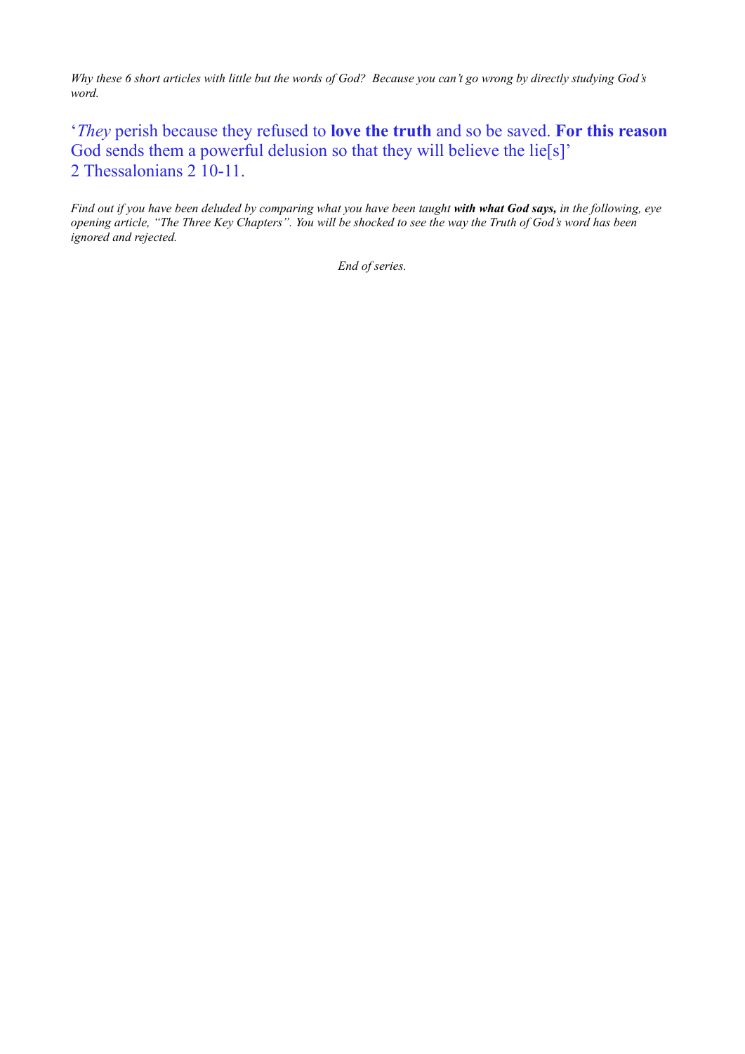*Why these 6 short articles with little but the words of God? Because you can't go wrong by directly studying God's word.*

'*They* perish because they refused to **love the truth** and so be saved. **For this reason** God sends them a powerful delusion so that they will believe the lie[s]'
2 Thessalonians 2 10-11.

*Find out if you have been deluded by comparing what you have been taught* ***with what God says,*** *in the following, eye opening article, "The Three Key Chapters". You will be shocked to see the way the Truth of God's word has been ignored and rejected.*

*End of series.*